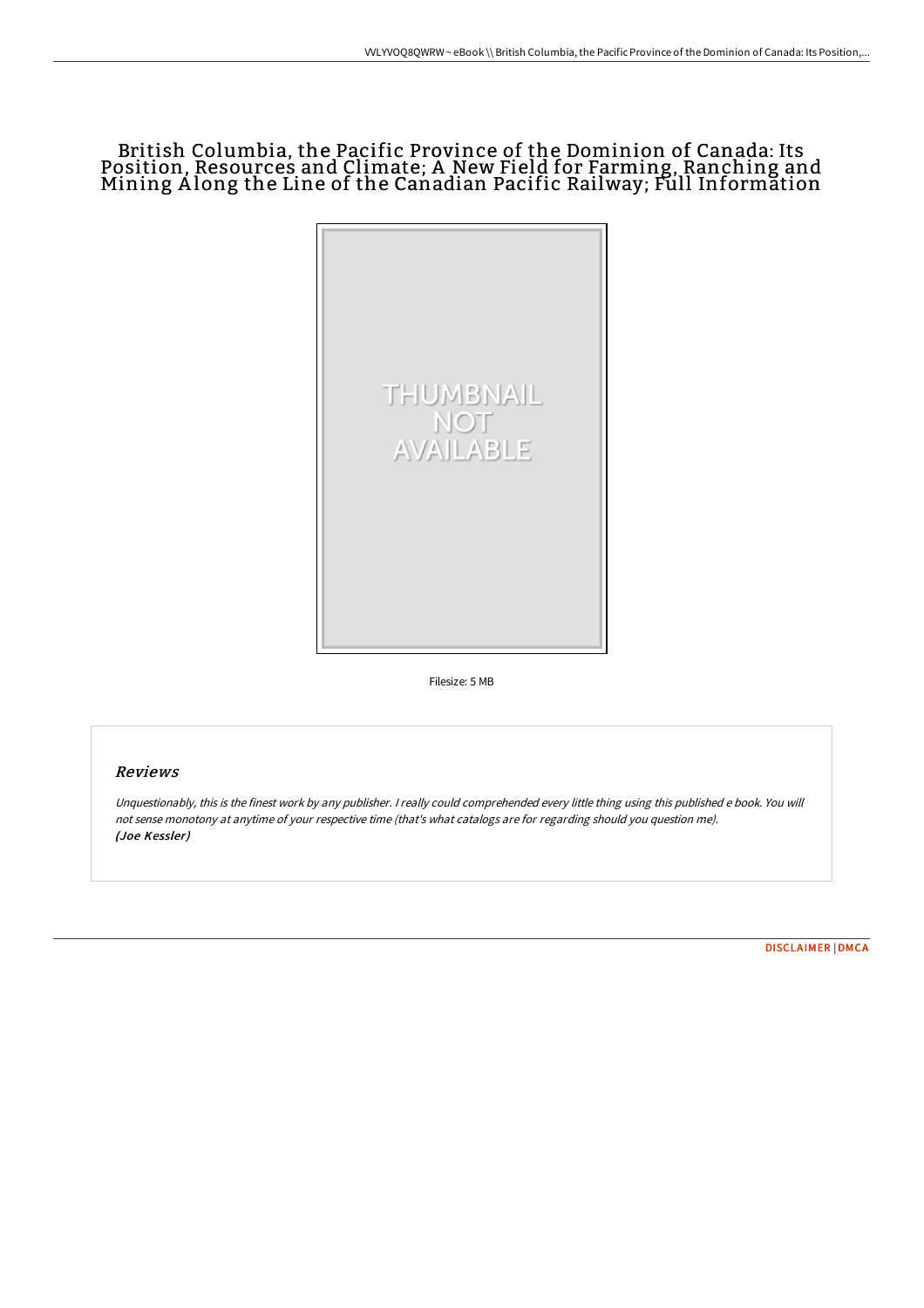# British Columbia, the Pacific Province of the Dominion of Canada: Its Position, Resources and Climate; A New Field for Farming, Ranching and Mining Along the Line of the Canadian Pacific Railway; Full Information

THUMBNAIL NOT AVAILABLE

Filesize: 5 MB

## Reviews

*Unquestionably, this is the finest work by any publisher. I really could comprehended every little thing using this published e book. You will not sense monotony at anytime of your respective time (that's what catalogs are for regarding should you question me).*
*(Joe Kessler)*

[DISCLAIMER](#) | [DMCA](#)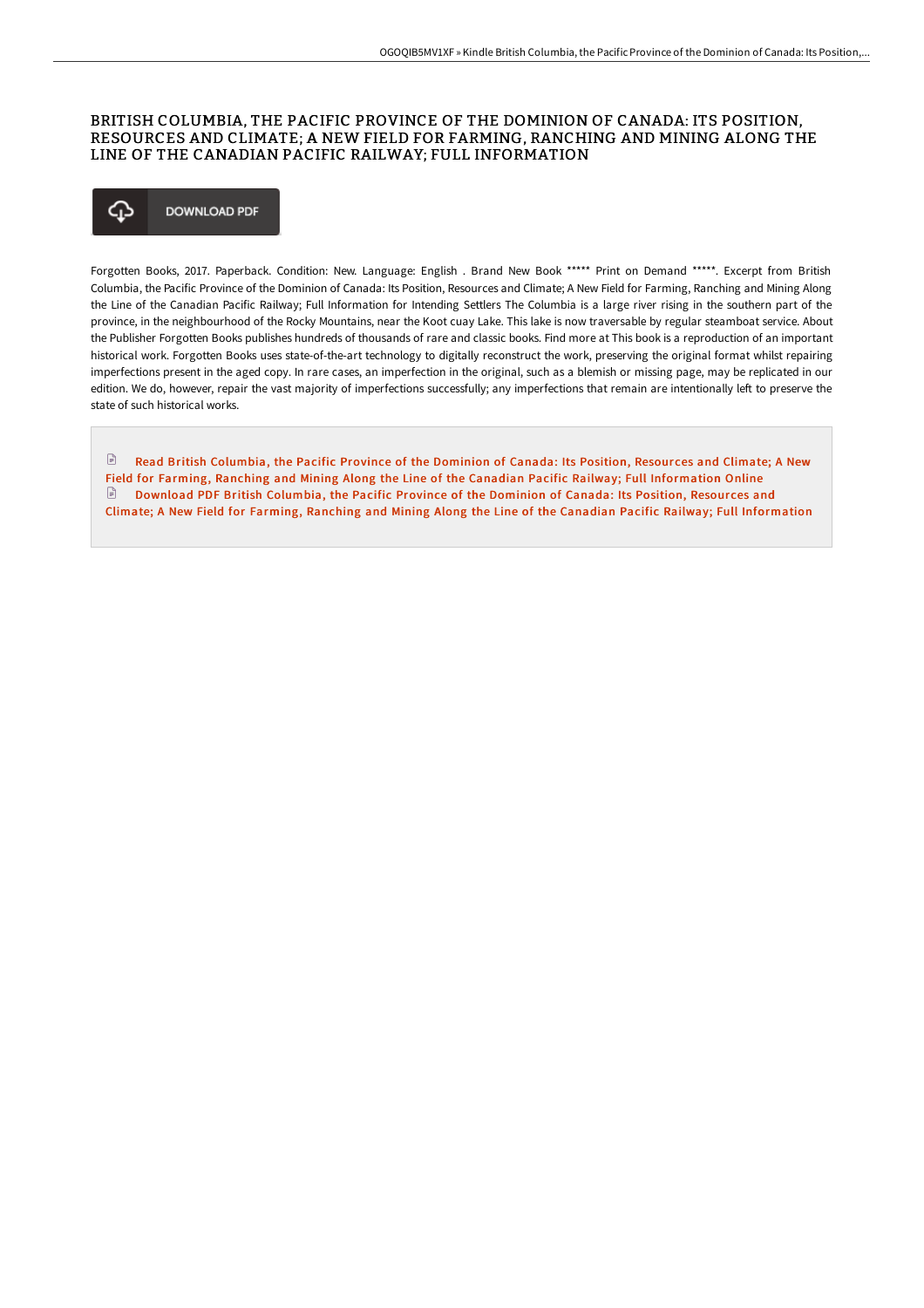# BRITISH COLUMBIA, THE PACIFIC PROVINCE OF THE DOMINION OF CANADA: ITS POSITION, RESOURCES AND CLIMATE; A NEW FIELD FOR FARMING, RANCHING AND MINING ALONG THE LINE OF THE CANADIAN PACIFIC RAILWAY; FULL INFORMATION

DOWNLOAD PDF

Forgotten Books, 2017. Paperback. Condition: New. Language: English . Brand New Book ***** Print on Demand *****. Excerpt from British Columbia, the Pacific Province of the Dominion of Canada: Its Position, Resources and Climate; A New Field for Farming, Ranching and Mining Along the Line of the Canadian Pacific Railway; Full Information for Intending Settlers The Columbia is a large river rising in the southern part of the province, in the neighbourhood of the Rocky Mountains, near the Koot cuay Lake. This lake is now traversable by regular steamboat service. About the Publisher Forgotten Books publishes hundreds of thousands of rare and classic books. Find more at This book is a reproduction of an important historical work. Forgotten Books uses state-of-the-art technology to digitally reconstruct the work, preserving the original format whilst repairing imperfections present in the aged copy. In rare cases, an imperfection in the original, such as a blemish or missing page, may be replicated in our edition. We do, however, repair the vast majority of imperfections successfully; any imperfections that remain are intentionally left to preserve the state of such historical works.

Read British Columbia, the Pacific Province of the Dominion of Canada: Its Position, Resources and Climate; A New Field for Farming, Ranching and Mining Along the Line of the Canadian Pacific Railway; Full Information Online

Download PDF British Columbia, the Pacific Province of the Dominion of Canada: Its Position, Resources and Climate; A New Field for Farming, Ranching and Mining Along the Line of the Canadian Pacific Railway; Full Information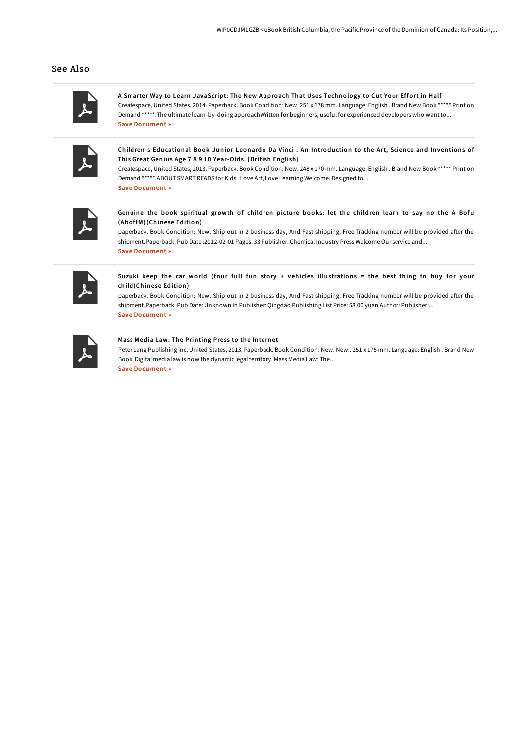## See Also

**A Smarter Way to Learn JavaScript: The New Approach That Uses Technology to Cut Your Effort in Half**

Createspace, United States, 2014. Paperback. Book Condition: New. 251 x 178 mm. Language: English . Brand New Book ***** Print on Demand *****.The ultimate learn-by-doing approachWritten for beginners, useful for experienced developers who want to...

Save Document »

**Children s Educational Book Junior Leonardo Da Vinci : An Introduction to the Art, Science and Inventions of This Great Genius Age 7 8 9 10 Year-Olds. [British English]**

Createspace, United States, 2013. Paperback. Book Condition: New. 248 x 170 mm. Language: English . Brand New Book ***** Print on Demand *****.ABOUT SMART READS for Kids . Love Art, Love Learning Welcome. Designed to...

Save Document »

**Genuine the book spiritual growth of children picture books: let the children learn to say no the A Bofu (AboffM)(Chinese Edition)**

paperback. Book Condition: New. Ship out in 2 business day, And Fast shipping, Free Tracking number will be provided after the shipment.Paperback. Pub Date :2012-02-01 Pages: 33 Publisher: Chemical Industry Press Welcome Our service and...

Save Document »

**Suzuki keep the car world (four full fun story + vehicles illustrations = the best thing to buy for your child(Chinese Edition)**

paperback. Book Condition: New. Ship out in 2 business day, And Fast shipping, Free Tracking number will be provided after the shipment.Paperback. Pub Date: Unknown in Publisher: Qingdao Publishing List Price: 58.00 yuan Author: Publisher:...

Save Document »

**Mass Media Law: The Printing Press to the Internet**

Peter Lang Publishing Inc, United States, 2013. Paperback. Book Condition: New. New.. 251 x 175 mm. Language: English . Brand New Book. Digital media law is now the dynamic legal territory. Mass Media Law: The...

Save Document »